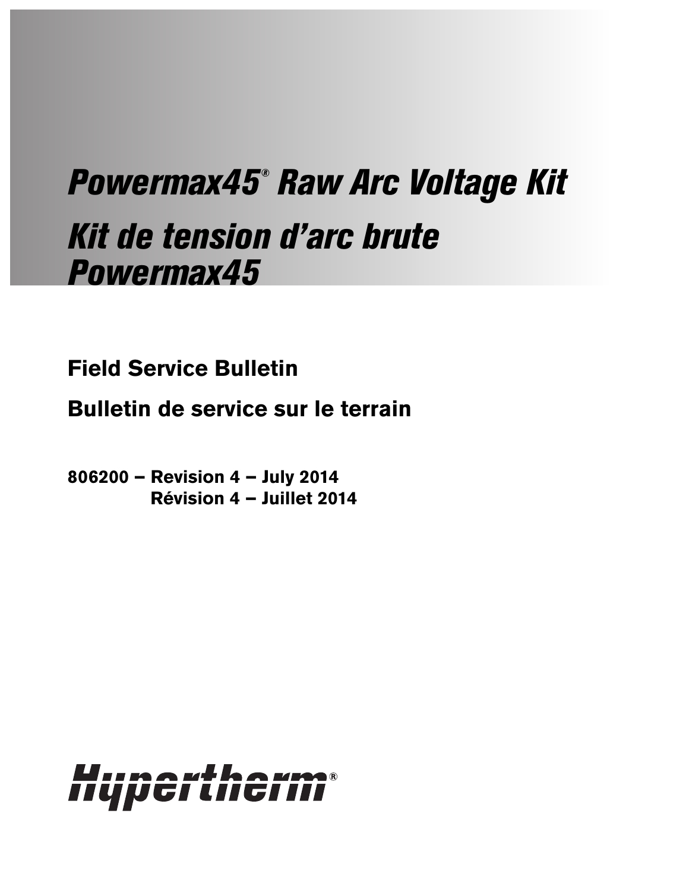# *Powermax45® Raw Arc Voltage Kit*

# *Kit de tension d'arc brute Powermax45*

## Field Service Bulletin

## Bulletin de service sur le terrain

**806200 – Revision 4 – July 2014**
**Révision 4 – Juillet 2014**

Hypertherm®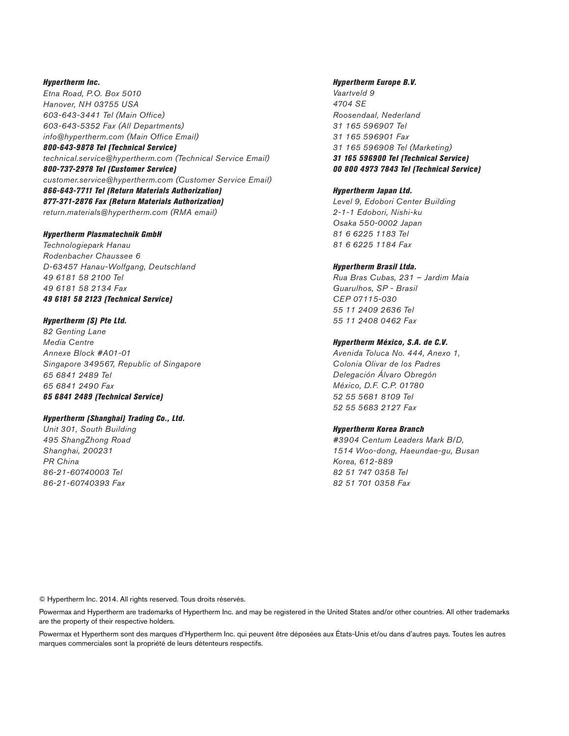***Hypertherm Inc.***
*Etna Road, P.O. Box 5010*
*Hanover, NH 03755 USA*
*603-643-3441 Tel (Main Office)*
*603-643-5352 Fax (All Departments)*
*info@hypertherm.com (Main Office Email)*
***800-643-9878 Tel (Technical Service)***
*technical.service@hypertherm.com (Technical Service Email)*
***800-737-2978 Tel (Customer Service)***
*customer.service@hypertherm.com (Customer Service Email)*
***866-643-7711 Tel (Return Materials Authorization)***
***877-371-2876 Fax (Return Materials Authorization)***
*return.materials@hypertherm.com (RMA email)*

***Hypertherm Plasmatechnik GmbH***
*Technologiepark Hanau*
*Rodenbacher Chaussee 6*
*D-63457 Hanau-Wolfgang, Deutschland*
*49 6181 58 2100 Tel*
*49 6181 58 2134 Fax*
***49 6181 58 2123 (Technical Service)***

***Hypertherm (S) Pte Ltd.***
*82 Genting Lane*
*Media Centre*
*Annexe Block #A01-01*
*Singapore 349567, Republic of Singapore*
*65 6841 2489 Tel*
*65 6841 2490 Fax*
***65 6841 2489 (Technical Service)***

***Hypertherm (Shanghai) Trading Co., Ltd.***
*Unit 301, South Building*
*495 ShangZhong Road*
*Shanghai, 200231*
*PR China*
*86-21-60740003 Tel*
*86-21-60740393 Fax*

***Hypertherm Europe B.V.***
*Vaartveld 9*
*4704 SE*
*Roosendaal, Nederland*
*31 165 596907 Tel*
*31 165 596901 Fax*
*31 165 596908 Tel (Marketing)*
***31 165 596900 Tel (Technical Service)***
***00 800 4973 7843 Tel (Technical Service)***

***Hypertherm Japan Ltd.***
*Level 9, Edobori Center Building*
*2-1-1 Edobori, Nishi-ku*
*Osaka 550-0002 Japan*
*81 6 6225 1183 Tel*
*81 6 6225 1184 Fax*

***Hypertherm Brasil Ltda.***
*Rua Bras Cubas, 231 – Jardim Maia*
*Guarulhos, SP - Brasil*
*CEP 07115-030*
*55 11 2409 2636 Tel*
*55 11 2408 0462 Fax*

***Hypertherm México, S.A. de C.V.***
*Avenida Toluca No. 444, Anexo 1,*
*Colonia Olivar de los Padres*
*Delegación Álvaro Obregón*
*México, D.F. C.P. 01780*
*52 55 5681 8109 Tel*
*52 55 5683 2127 Fax*

***Hypertherm Korea Branch***
*#3904 Centum Leaders Mark B/D,*
*1514 Woo-dong, Haeundae-gu, Busan*
*Korea, 612-889*
*82 51 747 0358 Tel*
*82 51 701 0358 Fax*

© Hypertherm Inc. 2014. All rights reserved. Tous droits réservés.

Powermax and Hypertherm are trademarks of Hypertherm Inc. and may be registered in the United States and/or other countries. All other trademarks are the property of their respective holders.

Powermax et Hypertherm sont des marques d'Hypertherm Inc. qui peuvent être déposées aux États-Unis et/ou dans d'autres pays. Toutes les autres marques commerciales sont la propriété de leurs détenteurs respectifs.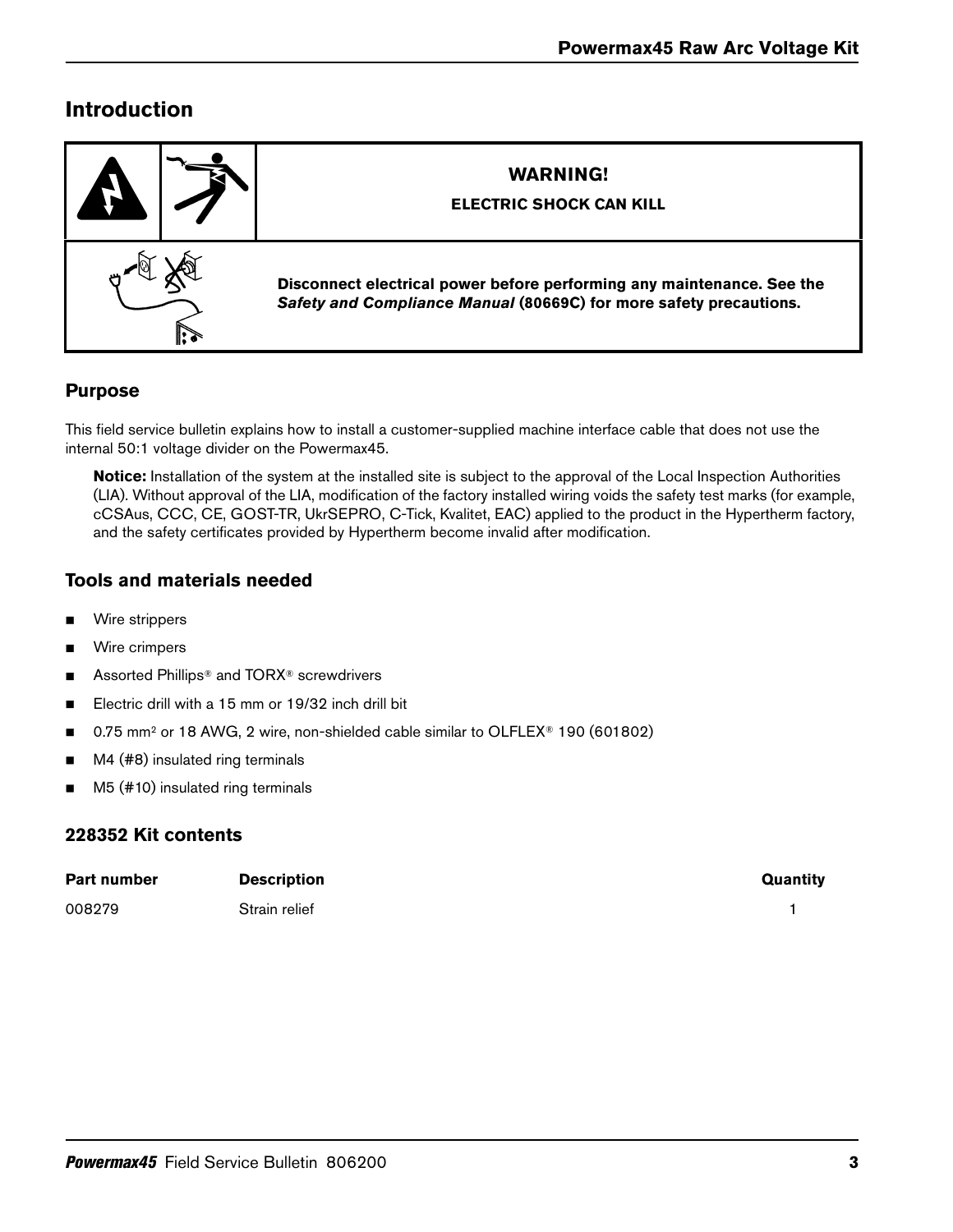## Introduction

**WARNING!**

**ELECTRIC SHOCK CAN KILL**

**Disconnect electrical power before performing any maintenance. See the *Safety and Compliance Manual* (80669C) for more safety precautions.**

### Purpose

This field service bulletin explains how to install a customer-supplied machine interface cable that does not use the internal 50:1 voltage divider on the Powermax45.

**Notice:** Installation of the system at the installed site is subject to the approval of the Local Inspection Authorities (LIA). Without approval of the LIA, modification of the factory installed wiring voids the safety test marks (for example, cCSAus, CCC, CE, GOST-TR, UkrSEPRO, C-Tick, Kvalitet, EAC) applied to the product in the Hypertherm factory, and the safety certificates provided by Hypertherm become invalid after modification.

### Tools and materials needed

- Wire strippers
- Wire crimpers
- Assorted Phillips® and TORX® screwdrivers
- Electric drill with a 15 mm or 19/32 inch drill bit
- 0.75 mm² or 18 AWG, 2 wire, non-shielded cable similar to OLFLEX® 190 (601802)
- M4 (#8) insulated ring terminals
- M5 (#10) insulated ring terminals

### 228352 Kit contents

| Part number | Description | Quantity |
|---|---|---|
| 008279 | Strain relief | 1 |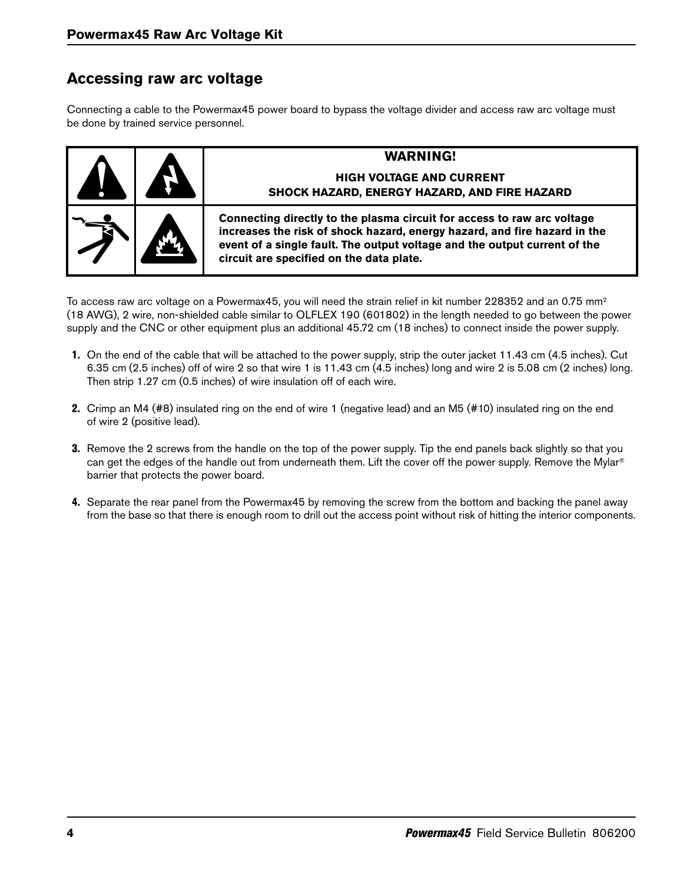## Accessing raw arc voltage

Connecting a cable to the Powermax45 power board to bypass the voltage divider and access raw arc voltage must be done by trained service personnel.

| WARNING! |
| --- |
| **HIGH VOLTAGE AND CURRENT**<br>**SHOCK HAZARD, ENERGY HAZARD, AND FIRE HAZARD** |
| **Connecting directly to the plasma circuit for access to raw arc voltage increases the risk of shock hazard, energy hazard, and fire hazard in the event of a single fault. The output voltage and the output current of the circuit are specified on the data plate.** |

To access raw arc voltage on a Powermax45, you will need the strain relief in kit number 228352 and an 0.75 mm² (18 AWG), 2 wire, non-shielded cable similar to OLFLEX 190 (601802) in the length needed to go between the power supply and the CNC or other equipment plus an additional 45.72 cm (18 inches) to connect inside the power supply.

1. On the end of the cable that will be attached to the power supply, strip the outer jacket 11.43 cm (4.5 inches). Cut 6.35 cm (2.5 inches) off of wire 2 so that wire 1 is 11.43 cm (4.5 inches) long and wire 2 is 5.08 cm (2 inches) long. Then strip 1.27 cm (0.5 inches) of wire insulation off of each wire.
2. Crimp an M4 (#8) insulated ring on the end of wire 1 (negative lead) and an M5 (#10) insulated ring on the end of wire 2 (positive lead).
3. Remove the 2 screws from the handle on the top of the power supply. Tip the end panels back slightly so that you can get the edges of the handle out from underneath them. Lift the cover off the power supply. Remove the Mylar® barrier that protects the power board.
4. Separate the rear panel from the Powermax45 by removing the screw from the bottom and backing the panel away from the base so that there is enough room to drill out the access point without risk of hitting the interior components.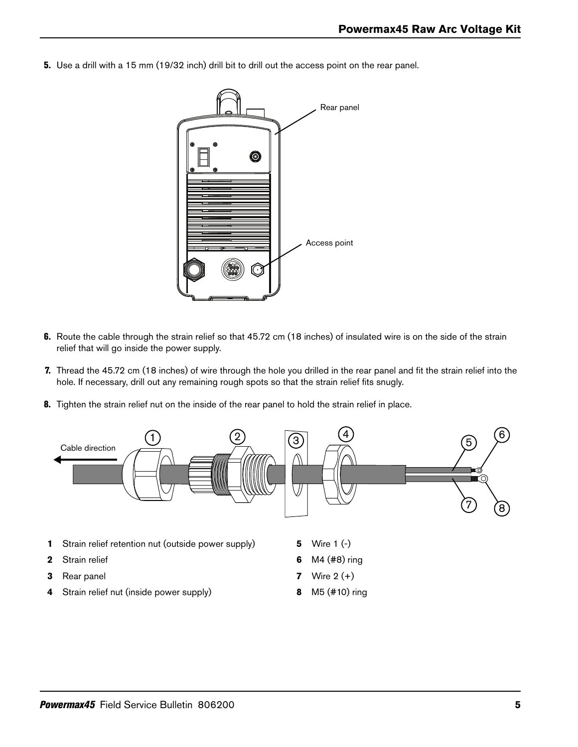5. Use a drill with a 15 mm (19/32 inch) drill bit to drill out the access point on the rear panel.

6. Route the cable through the strain relief so that 45.72 cm (18 inches) of insulated wire is on the side of the strain relief that will go inside the power supply.

7. Thread the 45.72 cm (18 inches) of wire through the hole you drilled in the rear panel and fit the strain relief into the hole. If necessary, drill out any remaining rough spots so that the strain relief fits snugly.

8. Tighten the strain relief nut on the inside of the rear panel to hold the strain relief in place.

**1** Strain relief retention nut (outside power supply)

**2** Strain relief

**3** Rear panel

**4** Strain relief nut (inside power supply)

**5** Wire 1 (-)

**6** M4 (#8) ring

**7** Wire 2 (+)

**8** M5 (#10) ring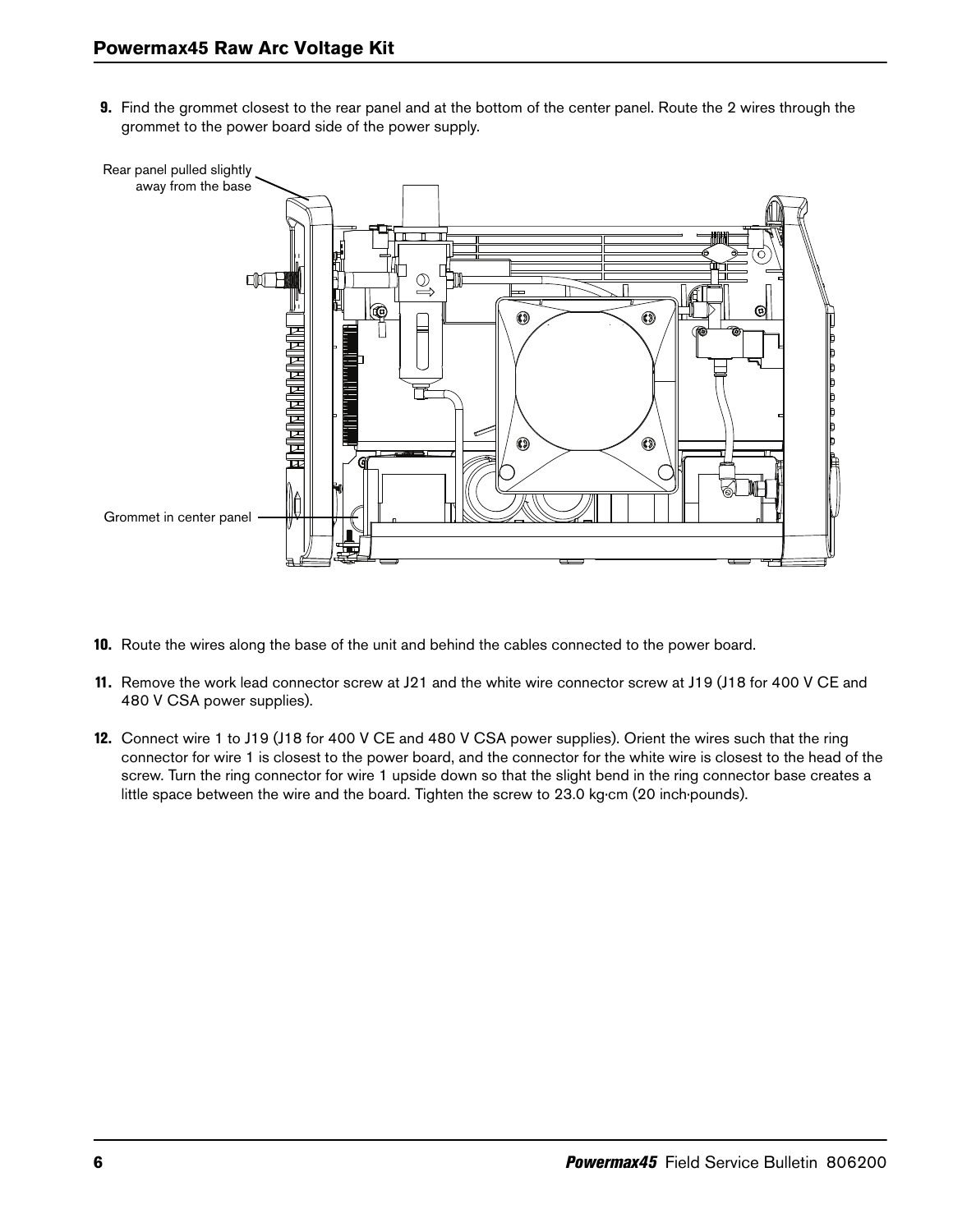9. Find the grommet closest to the rear panel and at the bottom of the center panel. Route the 2 wires through the grommet to the power board side of the power supply.

Rear panel pulled slightly away from the base

Grommet in center panel

10. Route the wires along the base of the unit and behind the cables connected to the power board.

11. Remove the work lead connector screw at J21 and the white wire connector screw at J19 (J18 for 400 V CE and 480 V CSA power supplies).

12. Connect wire 1 to J19 (J18 for 400 V CE and 480 V CSA power supplies). Orient the wires such that the ring connector for wire 1 is closest to the power board, and the connector for the white wire is closest to the head of the screw. Turn the ring connector for wire 1 upside down so that the slight bend in the ring connector base creates a little space between the wire and the board. Tighten the screw to 23.0 kg·cm (20 inch·pounds).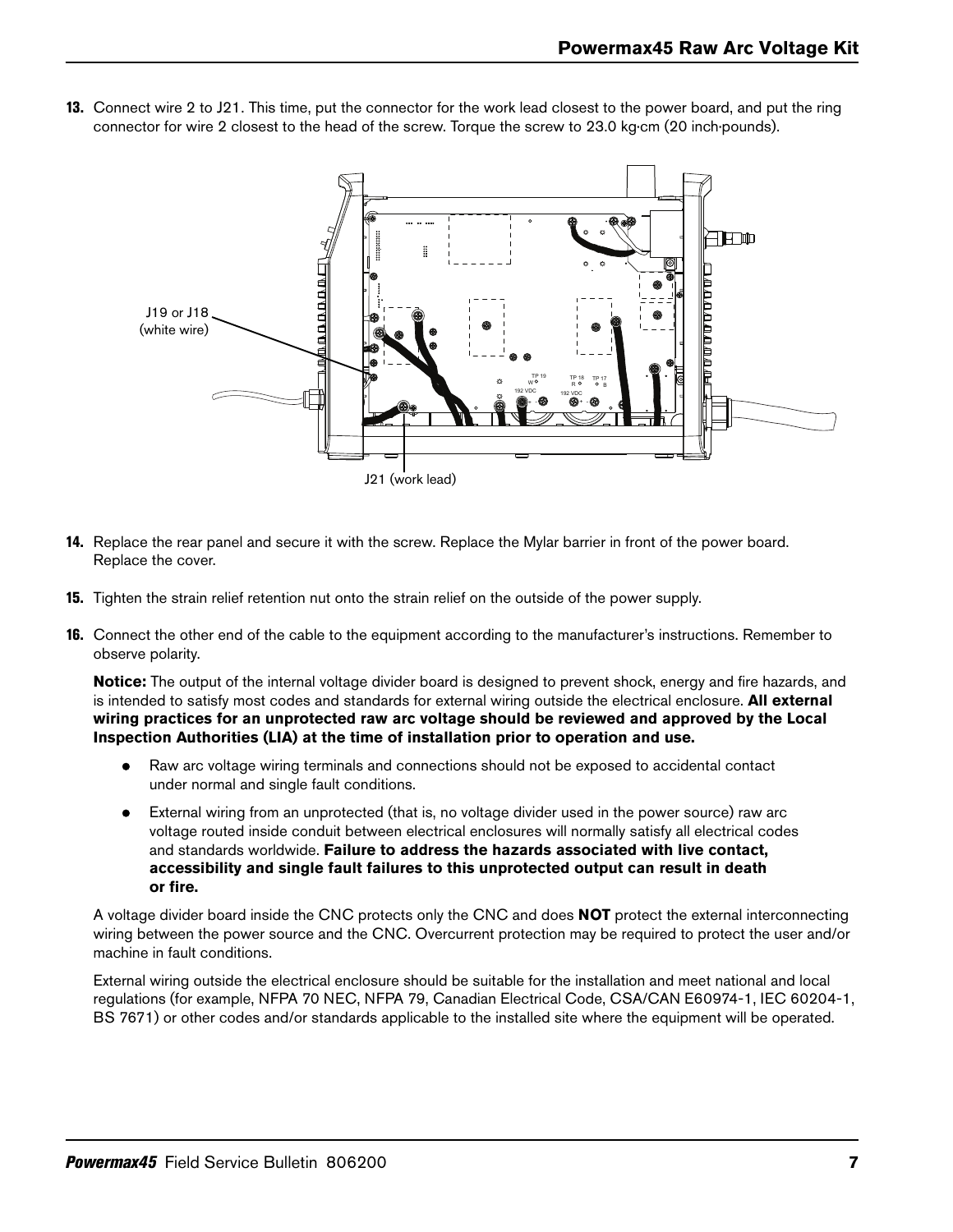13. Connect wire 2 to J21. This time, put the connector for the work lead closest to the power board, and put the ring connector for wire 2 closest to the head of the screw. Torque the screw to 23.0 kg∙cm (20 inch∙pounds).

J19 or J18 (white wire)

J21 (work lead)

14. Replace the rear panel and secure it with the screw. Replace the Mylar barrier in front of the power board. Replace the cover.

15. Tighten the strain relief retention nut onto the strain relief on the outside of the power supply.

16. Connect the other end of the cable to the equipment according to the manufacturer's instructions. Remember to observe polarity.

    **Notice:** The output of the internal voltage divider board is designed to prevent shock, energy and fire hazards, and is intended to satisfy most codes and standards for external wiring outside the electrical enclosure. **All external wiring practices for an unprotected raw arc voltage should be reviewed and approved by the Local Inspection Authorities (LIA) at the time of installation prior to operation and use.**

    - Raw arc voltage wiring terminals and connections should not be exposed to accidental contact under normal and single fault conditions.
    - External wiring from an unprotected (that is, no voltage divider used in the power source) raw arc voltage routed inside conduit between electrical enclosures will normally satisfy all electrical codes and standards worldwide. **Failure to address the hazards associated with live contact, accessibility and single fault failures to this unprotected output can result in death or fire.**

    A voltage divider board inside the CNC protects only the CNC and does **NOT** protect the external interconnecting wiring between the power source and the CNC. Overcurrent protection may be required to protect the user and/or machine in fault conditions.

    External wiring outside the electrical enclosure should be suitable for the installation and meet national and local regulations (for example, NFPA 70 NEC, NFPA 79, Canadian Electrical Code, CSA/CAN E60974-1, IEC 60204-1, BS 7671) or other codes and/or standards applicable to the installed site where the equipment will be operated.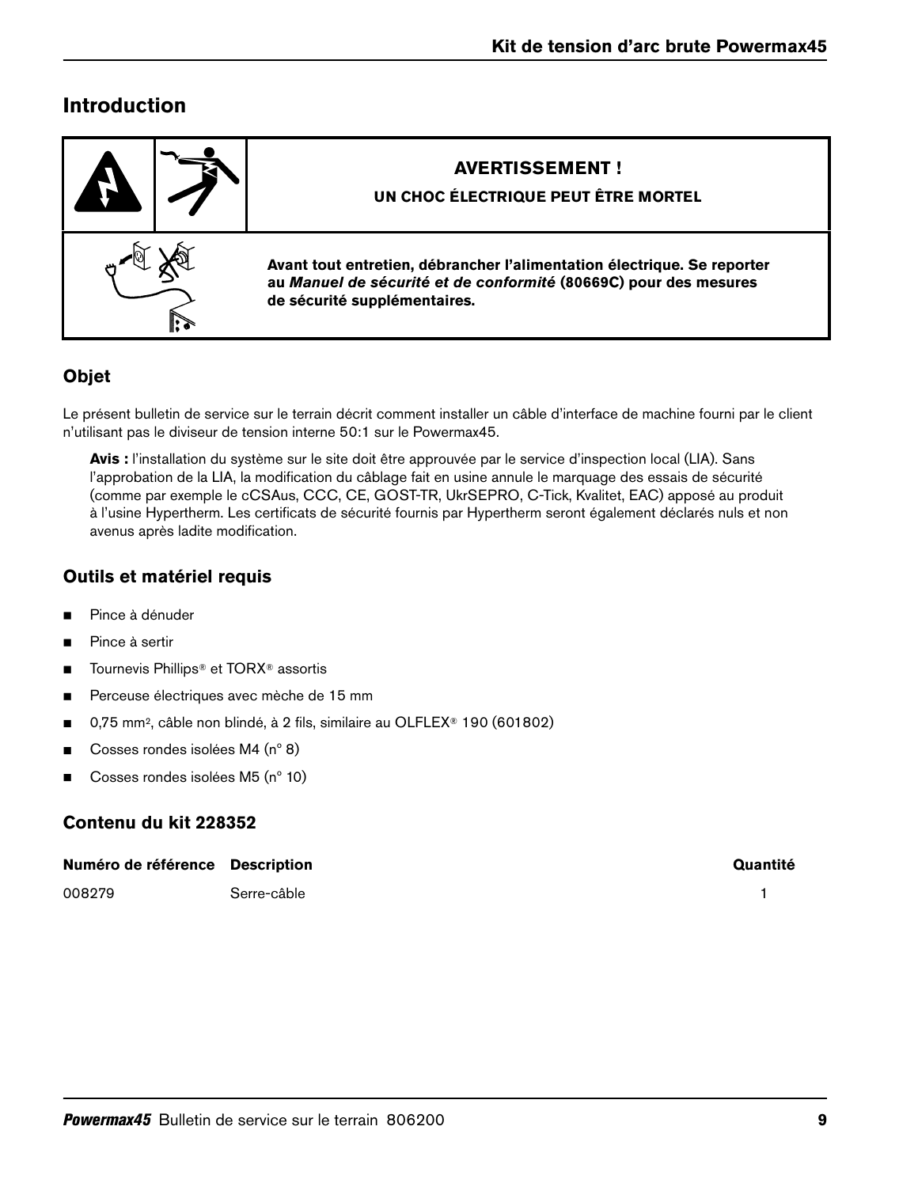## Introduction

| | |
|---|---|
| | **AVERTISSEMENT !** |
| | **UN CHOC ÉLECTRIQUE PEUT ÊTRE MORTEL** |
| | **Avant tout entretien, débrancher l'alimentation électrique. Se reporter au *Manuel de sécurité et de conformité* (80669C) pour des mesures de sécurité supplémentaires.** |

### Objet

Le présent bulletin de service sur le terrain décrit comment installer un câble d'interface de machine fourni par le client n'utilisant pas le diviseur de tension interne 50:1 sur le Powermax45.

**Avis :** l'installation du système sur le site doit être approuvée par le service d'inspection local (LIA). Sans l'approbation de la LIA, la modification du câblage fait en usine annule le marquage des essais de sécurité (comme par exemple le cCSAus, CCC, CE, GOST-TR, UkrSEPRO, C-Tick, Kvalitet, EAC) apposé au produit à l'usine Hypertherm. Les certificats de sécurité fournis par Hypertherm seront également déclarés nuls et non avenus après ladite modification.

### Outils et matériel requis

- Pince à dénuder
- Pince à sertir
- Tournevis Phillips® et TORX® assortis
- Perceuse électriques avec mèche de 15 mm
- 0,75 mm², câble non blindé, à 2 fils, similaire au OLFLEX® 190 (601802)
- Cosses rondes isolées M4 (n° 8)
- Cosses rondes isolées M5 (n° 10)

### Contenu du kit 228352

| Numéro de référence | Description | Quantité |
|---|---|---|
| 008279 | Serre-câble | 1 |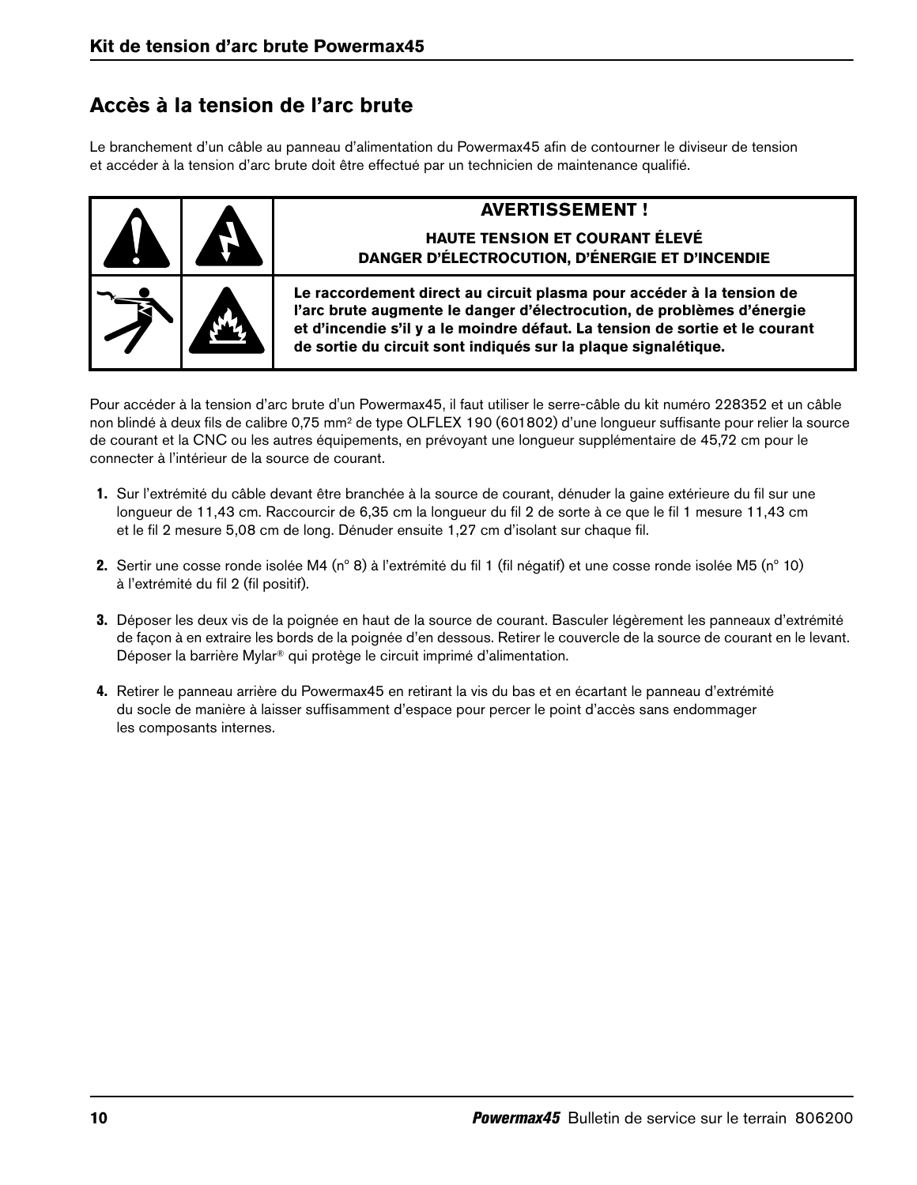## Accès à la tension de l'arc brute

Le branchement d'un câble au panneau d'alimentation du Powermax45 afin de contourner le diviseur de tension et accéder à la tension d'arc brute doit être effectué par un technicien de maintenance qualifié.

**AVERTISSEMENT !**

**HAUTE TENSION ET COURANT ÉLEVÉ**
**DANGER D'ÉLECTROCUTION, D'ÉNERGIE ET D'INCENDIE**

**Le raccordement direct au circuit plasma pour accéder à la tension de l'arc brute augmente le danger d'électrocution, de problèmes d'énergie et d'incendie s'il y a le moindre défaut. La tension de sortie et le courant de sortie du circuit sont indiqués sur la plaque signalétique.**

Pour accéder à la tension d'arc brute d'un Powermax45, il faut utiliser le serre-câble du kit numéro 228352 et un câble non blindé à deux fils de calibre 0,75 $mm^2$ de type OLFLEX 190 (601802) d'une longueur suffisante pour relier la source de courant et la CNC ou les autres équipements, en prévoyant une longueur supplémentaire de 45,72 cm pour le connecter à l'intérieur de la source de courant.

1. Sur l'extrémité du câble devant être branchée à la source de courant, dénuder la gaine extérieure du fil sur une longueur de 11,43 cm. Raccourcir de 6,35 cm la longueur du fil 2 de sorte à ce que le fil 1 mesure 11,43 cm et le fil 2 mesure 5,08 cm de long. Dénuder ensuite 1,27 cm d'isolant sur chaque fil.
2. Sertir une cosse ronde isolée M4 (n° 8) à l'extrémité du fil 1 (fil négatif) et une cosse ronde isolée M5 (n° 10) à l'extrémité du fil 2 (fil positif).
3. Déposer les deux vis de la poignée en haut de la source de courant. Basculer légèrement les panneaux d'extrémité de façon à en extraire les bords de la poignée d'en dessous. Retirer le couvercle de la source de courant en le levant. Déposer la barrière Mylar® qui protège le circuit imprimé d'alimentation.
4. Retirer le panneau arrière du Powermax45 en retirant la vis du bas et en écartant le panneau d'extrémité du socle de manière à laisser suffisamment d'espace pour percer le point d'accès sans endommager les composants internes.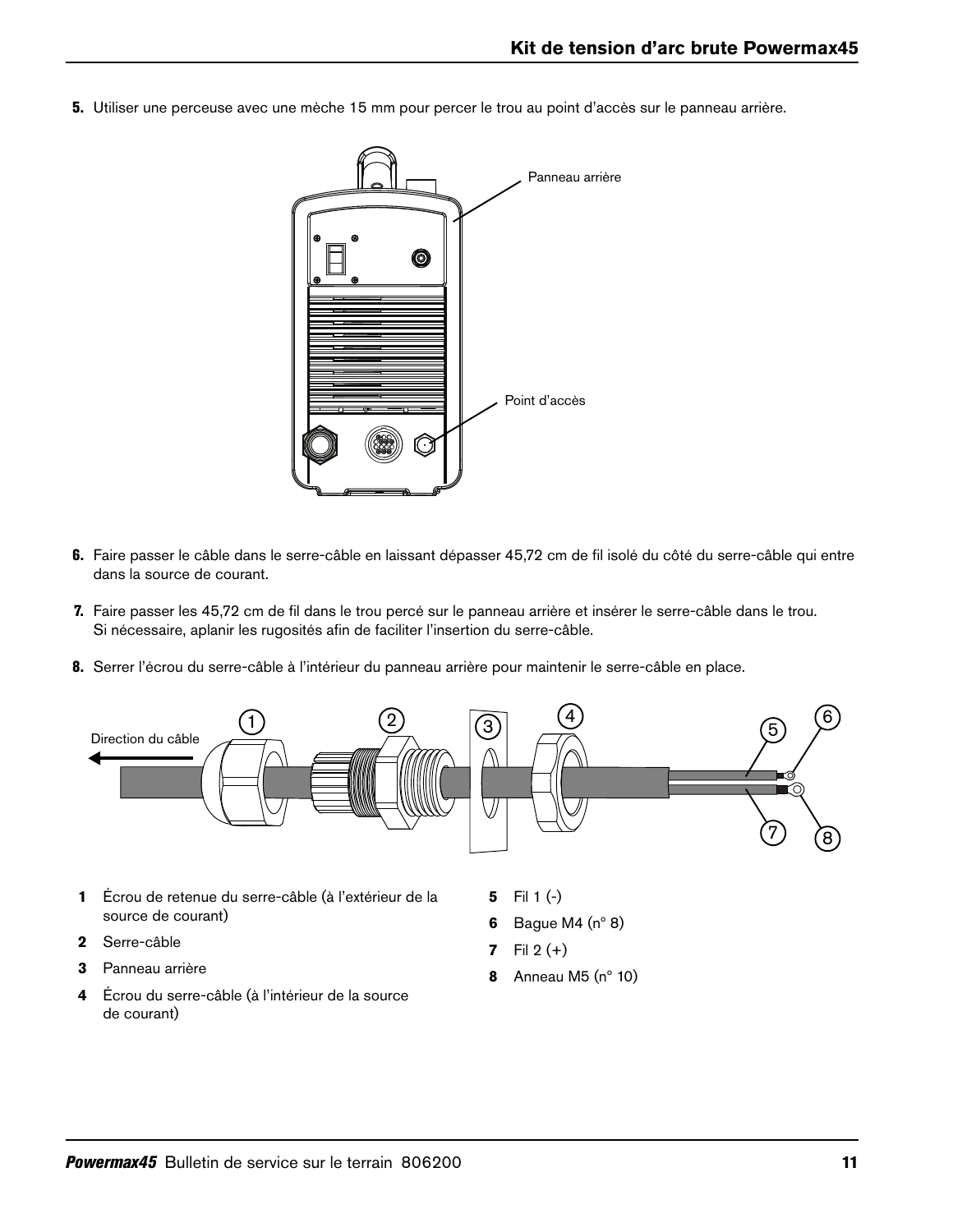5. Utiliser une perceuse avec une mèche 15 mm pour percer le trou au point d'accès sur le panneau arrière.

Panneau arrière

Point d'accès

6. Faire passer le câble dans le serre-câble en laissant dépasser 45,72 cm de fil isolé du côté du serre-câble qui entre dans la source de courant.

7. Faire passer les 45,72 cm de fil dans le trou percé sur le panneau arrière et insérer le serre-câble dans le trou. Si nécessaire, aplanir les rugosités afin de faciliter l'insertion du serre-câble.

8. Serrer l'écrou du serre-câble à l'intérieur du panneau arrière pour maintenir le serre-câble en place.

Direction du câble

1 Écrou de retenue du serre-câble (à l'extérieur de la source de courant)

2 Serre-câble

3 Panneau arrière

4 Écrou du serre-câble (à l'intérieur de la source de courant)

5 Fil 1 (-)

6 Bague M4 (n° 8)

7 Fil 2 (+)

8 Anneau M5 (n° 10)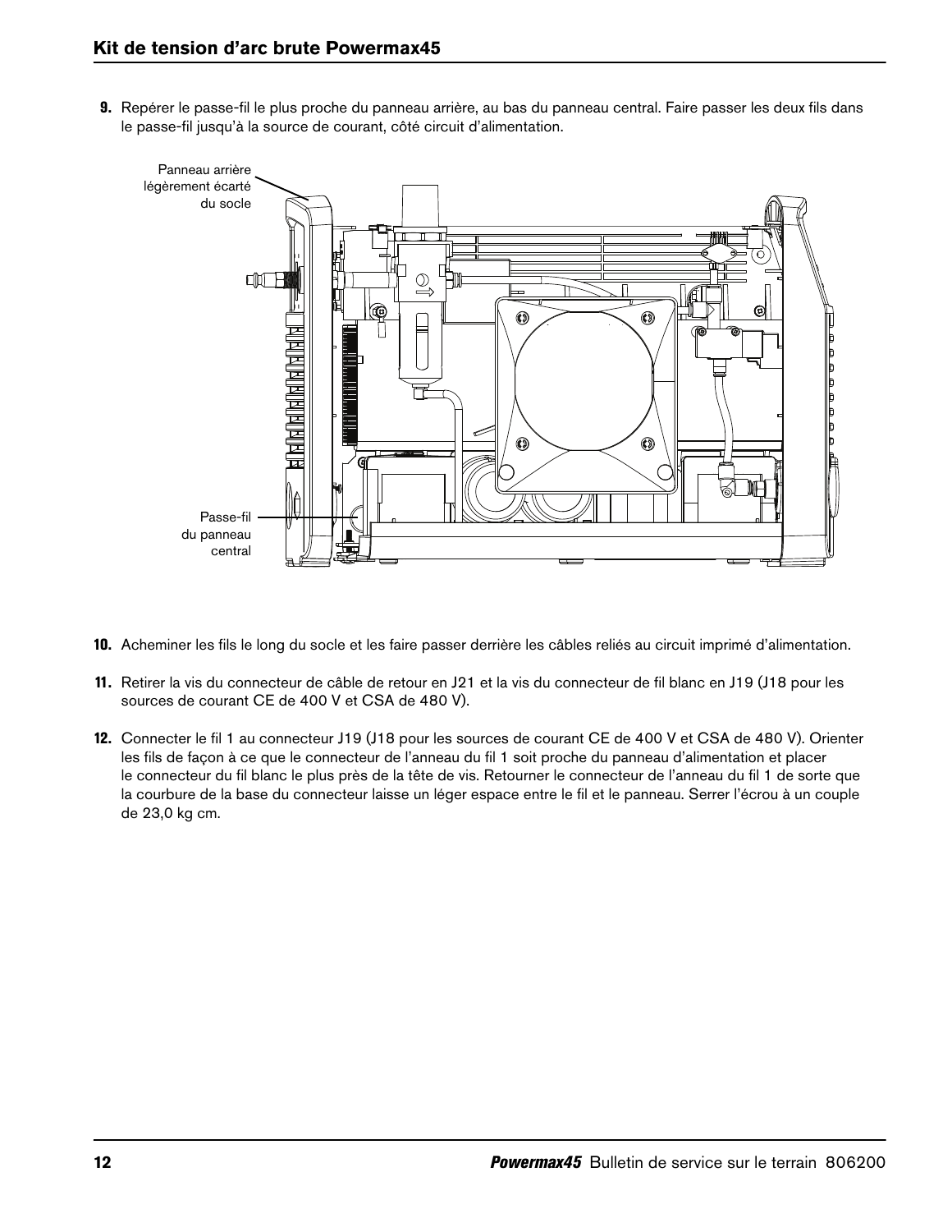9. Repérer le passe-fil le plus proche du panneau arrière, au bas du panneau central. Faire passer les deux fils dans le passe-fil jusqu'à la source de courant, côté circuit d'alimentation.

Panneau arrière légèrement écarté du socle

Passe-fil du panneau central

10. Acheminer les fils le long du socle et les faire passer derrière les câbles reliés au circuit imprimé d'alimentation.

11. Retirer la vis du connecteur de câble de retour en J21 et la vis du connecteur de fil blanc en J19 (J18 pour les sources de courant CE de 400 V et CSA de 480 V).

12. Connecter le fil 1 au connecteur J19 (J18 pour les sources de courant CE de 400 V et CSA de 480 V). Orienter les fils de façon à ce que le connecteur de l'anneau du fil 1 soit proche du panneau d'alimentation et placer le connecteur du fil blanc le plus près de la tête de vis. Retourner le connecteur de l'anneau du fil 1 de sorte que la courbure de la base du connecteur laisse un léger espace entre le fil et le panneau. Serrer l'écrou à un couple de 23,0 kg cm.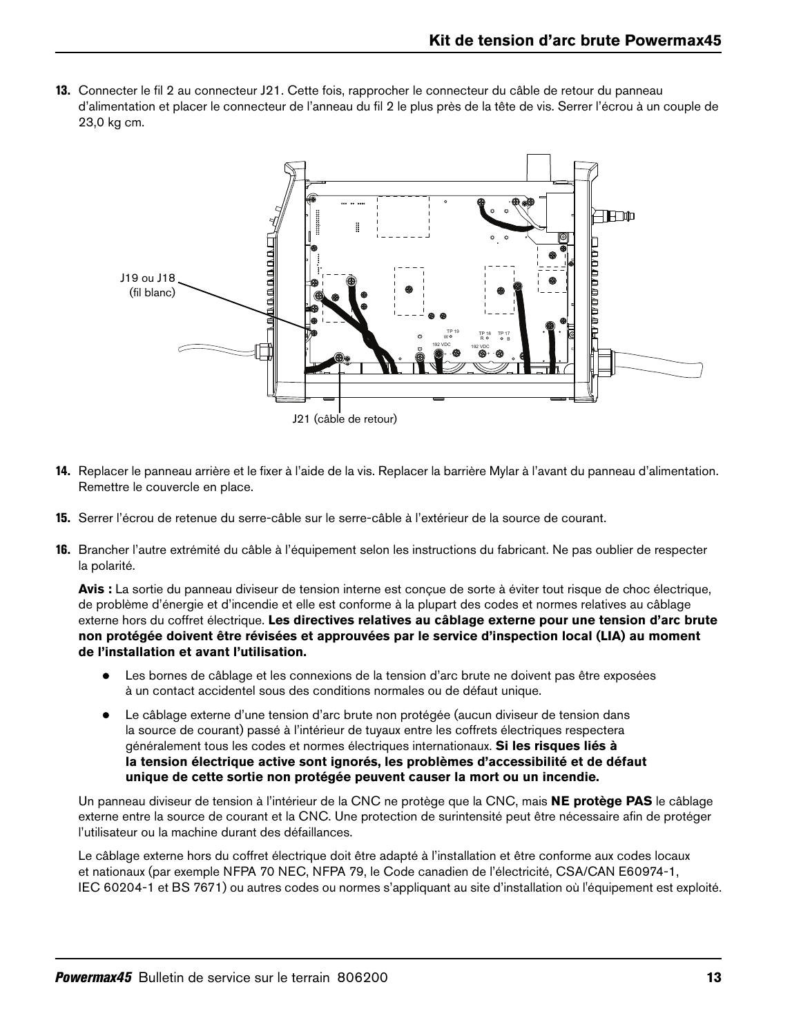13. Connecter le fil 2 au connecteur J21. Cette fois, rapprocher le connecteur du câble de retour du panneau d'alimentation et placer le connecteur de l'anneau du fil 2 le plus près de la tête de vis. Serrer l'écrou à un couple de 23,0 kg cm.

J19 ou J18 (fil blanc)

J21 (câble de retour)

14. Replacer le panneau arrière et le fixer à l'aide de la vis. Replacer la barrière Mylar à l'avant du panneau d'alimentation. Remettre le couvercle en place.

15. Serrer l'écrou de retenue du serre-câble sur le serre-câble à l'extérieur de la source de courant.

16. Brancher l'autre extrémité du câble à l'équipement selon les instructions du fabricant. Ne pas oublier de respecter la polarité.

    **Avis :** La sortie du panneau diviseur de tension interne est conçue de sorte à éviter tout risque de choc électrique, de problème d'énergie et d'incendie et elle est conforme à la plupart des codes et normes relatives au câblage externe hors du coffret électrique. **Les directives relatives au câblage externe pour une tension d'arc brute non protégée doivent être révisées et approuvées par le service d'inspection local (LIA) au moment de l'installation et avant l'utilisation.**

    - Les bornes de câblage et les connexions de la tension d'arc brute ne doivent pas être exposées à un contact accidentel sous des conditions normales ou de défaut unique.
    - Le câblage externe d'une tension d'arc brute non protégée (aucun diviseur de tension dans la source de courant) passé à l'intérieur de tuyaux entre les coffrets électriques respectera généralement tous les codes et normes électriques internationaux. **Si les risques liés à la tension électrique active sont ignorés, les problèmes d'accessibilité et de défaut unique de cette sortie non protégée peuvent causer la mort ou un incendie.**

    Un panneau diviseur de tension à l'intérieur de la CNC ne protège que la CNC, mais **NE protège PAS** le câblage externe entre la source de courant et la CNC. Une protection de surintensité peut être nécessaire afin de protéger l'utilisateur ou la machine durant des défaillances.

    Le câblage externe hors du coffret électrique doit être adapté à l'installation et être conforme aux codes locaux et nationaux (par exemple NFPA 70 NEC, NFPA 79, le Code canadien de l'électricité, CSA/CAN E60974-1, IEC 60204-1 et BS 7671) ou autres codes ou normes s'appliquant au site d'installation où l'équipement est exploité.